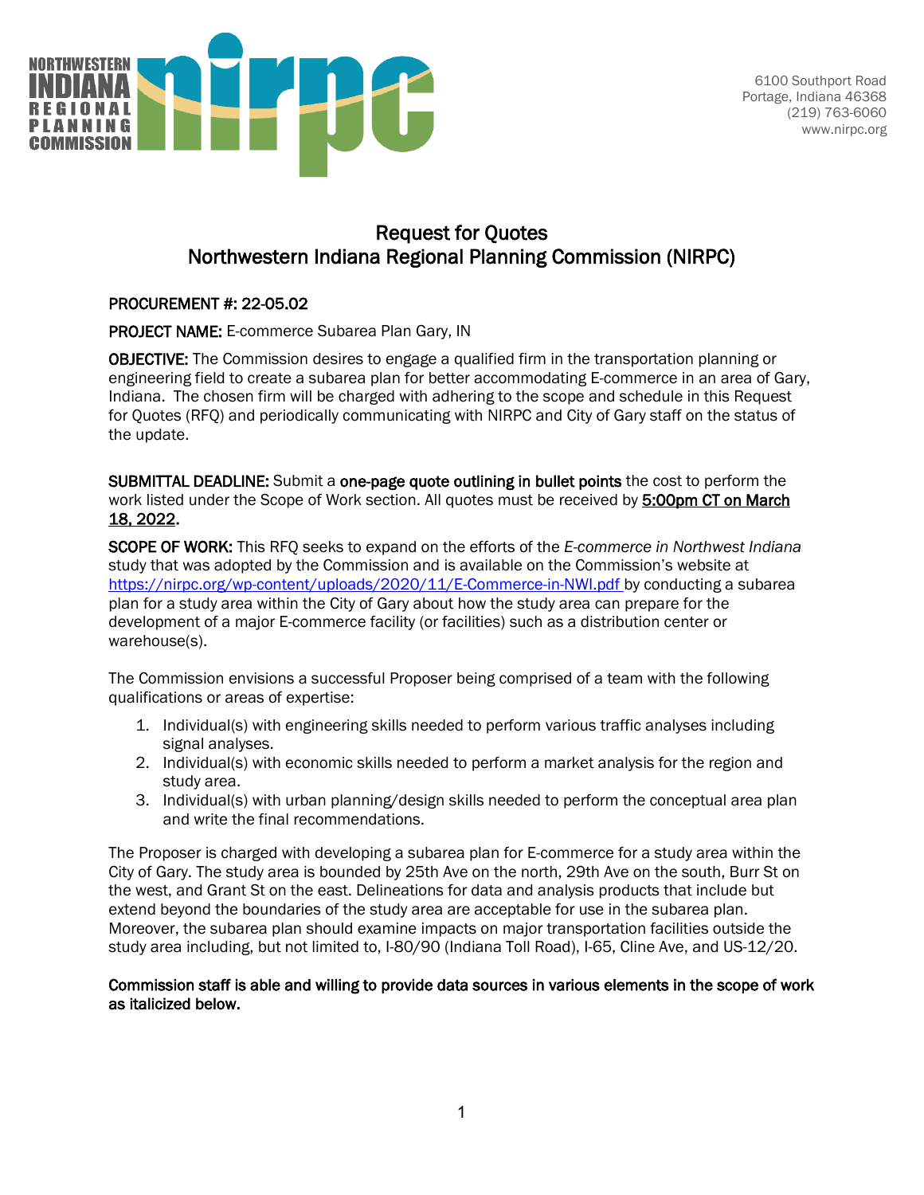NORTHWESTERN INDIANA REGIONAL PLANNING COMMISSION

6100 Southport Road
Portage, Indiana 46368
(219) 763-6060
www.nirpc.org

# Request for Quotes
# Northwestern Indiana Regional Planning Commission (NIRPC)

**PROCUREMENT #: 22-05.02**

**PROJECT NAME:** E-commerce Subarea Plan Gary, IN

**OBJECTIVE:** The Commission desires to engage a qualified firm in the transportation planning or engineering field to create a subarea plan for better accommodating E-commerce in an area of Gary, Indiana. The chosen firm will be charged with adhering to the scope and schedule in this Request for Quotes (RFQ) and periodically communicating with NIRPC and City of Gary staff on the status of the update.

**SUBMITTAL DEADLINE:** Submit a **one-page quote outlining in bullet points** the cost to perform the work listed under the Scope of Work section. All quotes must be received by **5:00pm CT on March 18, 2022.**

**SCOPE OF WORK:** This RFQ seeks to expand on the efforts of the *E-commerce in Northwest Indiana* study that was adopted by the Commission and is available on the Commission's website at https://nirpc.org/wp-content/uploads/2020/11/E-Commerce-in-NWI.pdf by conducting a subarea plan for a study area within the City of Gary about how the study area can prepare for the development of a major E-commerce facility (or facilities) such as a distribution center or warehouse(s).

The Commission envisions a successful Proposer being comprised of a team with the following qualifications or areas of expertise:

1. Individual(s) with engineering skills needed to perform various traffic analyses including signal analyses.
2. Individual(s) with economic skills needed to perform a market analysis for the region and study area.
3. Individual(s) with urban planning/design skills needed to perform the conceptual area plan and write the final recommendations.

The Proposer is charged with developing a subarea plan for E-commerce for a study area within the City of Gary. The study area is bounded by 25th Ave on the north, 29th Ave on the south, Burr St on the west, and Grant St on the east. Delineations for data and analysis products that include but extend beyond the boundaries of the study area are acceptable for use in the subarea plan. Moreover, the subarea plan should examine impacts on major transportation facilities outside the study area including, but not limited to, I-80/90 (Indiana Toll Road), I-65, Cline Ave, and US-12/20.

**Commission staff is able and willing to provide data sources in various elements in the scope of work as italicized below.**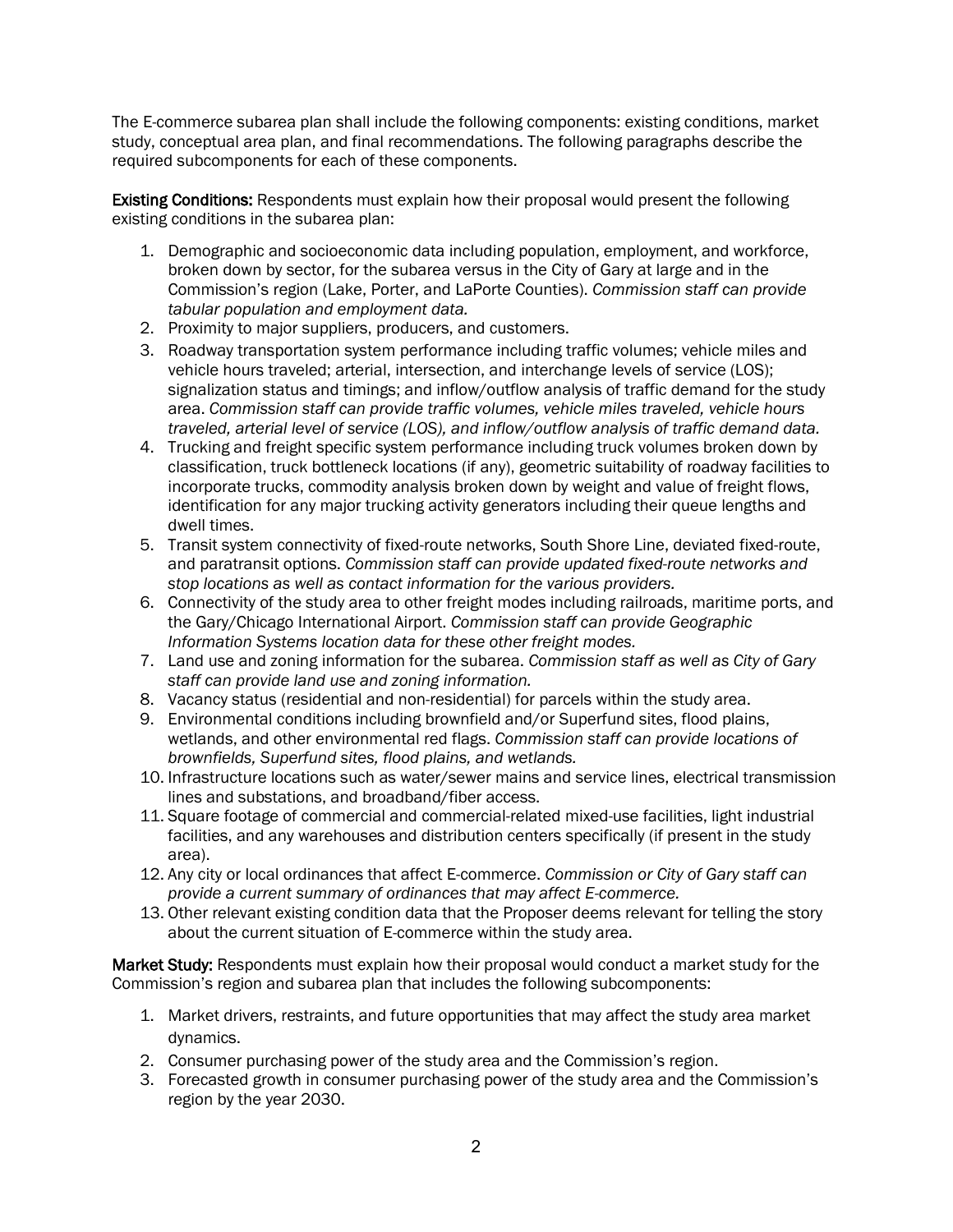The E-commerce subarea plan shall include the following components: existing conditions, market study, conceptual area plan, and final recommendations. The following paragraphs describe the required subcomponents for each of these components.

**Existing Conditions:** Respondents must explain how their proposal would present the following existing conditions in the subarea plan:

1. Demographic and socioeconomic data including population, employment, and workforce, broken down by sector, for the subarea versus in the City of Gary at large and in the Commission's region (Lake, Porter, and LaPorte Counties). *Commission staff can provide tabular population and employment data.*
2. Proximity to major suppliers, producers, and customers.
3. Roadway transportation system performance including traffic volumes; vehicle miles and vehicle hours traveled; arterial, intersection, and interchange levels of service (LOS); signalization status and timings; and inflow/outflow analysis of traffic demand for the study area. *Commission staff can provide traffic volumes, vehicle miles traveled, vehicle hours traveled, arterial level of service (LOS), and inflow/outflow analysis of traffic demand data.*
4. Trucking and freight specific system performance including truck volumes broken down by classification, truck bottleneck locations (if any), geometric suitability of roadway facilities to incorporate trucks, commodity analysis broken down by weight and value of freight flows, identification for any major trucking activity generators including their queue lengths and dwell times.
5. Transit system connectivity of fixed-route networks, South Shore Line, deviated fixed-route, and paratransit options. *Commission staff can provide updated fixed-route networks and stop locations as well as contact information for the various providers.*
6. Connectivity of the study area to other freight modes including railroads, maritime ports, and the Gary/Chicago International Airport. *Commission staff can provide Geographic Information Systems location data for these other freight modes.*
7. Land use and zoning information for the subarea. *Commission staff as well as City of Gary staff can provide land use and zoning information.*
8. Vacancy status (residential and non-residential) for parcels within the study area.
9. Environmental conditions including brownfield and/or Superfund sites, flood plains, wetlands, and other environmental red flags. *Commission staff can provide locations of brownfields, Superfund sites, flood plains, and wetlands.*
10. Infrastructure locations such as water/sewer mains and service lines, electrical transmission lines and substations, and broadband/fiber access.
11. Square footage of commercial and commercial-related mixed-use facilities, light industrial facilities, and any warehouses and distribution centers specifically (if present in the study area).
12. Any city or local ordinances that affect E-commerce. *Commission or City of Gary staff can provide a current summary of ordinances that may affect E-commerce.*
13. Other relevant existing condition data that the Proposer deems relevant for telling the story about the current situation of E-commerce within the study area.

**Market Study:** Respondents must explain how their proposal would conduct a market study for the Commission's region and subarea plan that includes the following subcomponents:

1. Market drivers, restraints, and future opportunities that may affect the study area market dynamics.
2. Consumer purchasing power of the study area and the Commission's region.
3. Forecasted growth in consumer purchasing power of the study area and the Commission's region by the year 2030.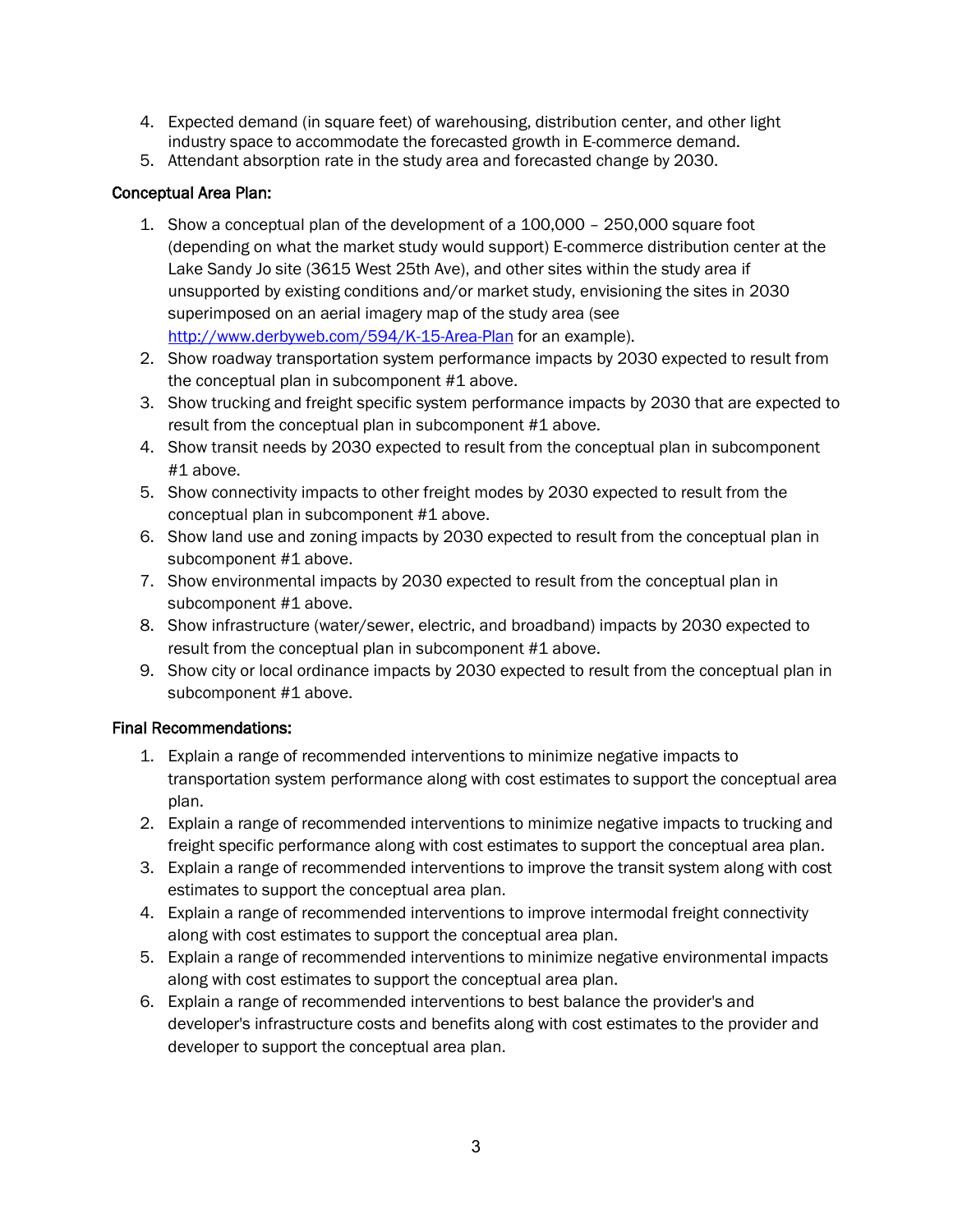4. Expected demand (in square feet) of warehousing, distribution center, and other light industry space to accommodate the forecasted growth in E-commerce demand.
5. Attendant absorption rate in the study area and forecasted change by 2030.

Conceptual Area Plan:

1. Show a conceptual plan of the development of a 100,000 – 250,000 square foot (depending on what the market study would support) E-commerce distribution center at the Lake Sandy Jo site (3615 West 25th Ave), and other sites within the study area if unsupported by existing conditions and/or market study, envisioning the sites in 2030 superimposed on an aerial imagery map of the study area (see [http://www.derbyweb.com/594/K-15-Area-Plan](http://www.derbyweb.com/594/K-15-Area-Plan) for an example).
2. Show roadway transportation system performance impacts by 2030 expected to result from the conceptual plan in subcomponent #1 above.
3. Show trucking and freight specific system performance impacts by 2030 that are expected to result from the conceptual plan in subcomponent #1 above.
4. Show transit needs by 2030 expected to result from the conceptual plan in subcomponent #1 above.
5. Show connectivity impacts to other freight modes by 2030 expected to result from the conceptual plan in subcomponent #1 above.
6. Show land use and zoning impacts by 2030 expected to result from the conceptual plan in subcomponent #1 above.
7. Show environmental impacts by 2030 expected to result from the conceptual plan in subcomponent #1 above.
8. Show infrastructure (water/sewer, electric, and broadband) impacts by 2030 expected to result from the conceptual plan in subcomponent #1 above.
9. Show city or local ordinance impacts by 2030 expected to result from the conceptual plan in subcomponent #1 above.

Final Recommendations:

1. Explain a range of recommended interventions to minimize negative impacts to transportation system performance along with cost estimates to support the conceptual area plan.
2. Explain a range of recommended interventions to minimize negative impacts to trucking and freight specific performance along with cost estimates to support the conceptual area plan.
3. Explain a range of recommended interventions to improve the transit system along with cost estimates to support the conceptual area plan.
4. Explain a range of recommended interventions to improve intermodal freight connectivity along with cost estimates to support the conceptual area plan.
5. Explain a range of recommended interventions to minimize negative environmental impacts along with cost estimates to support the conceptual area plan.
6. Explain a range of recommended interventions to best balance the provider's and developer's infrastructure costs and benefits along with cost estimates to the provider and developer to support the conceptual area plan.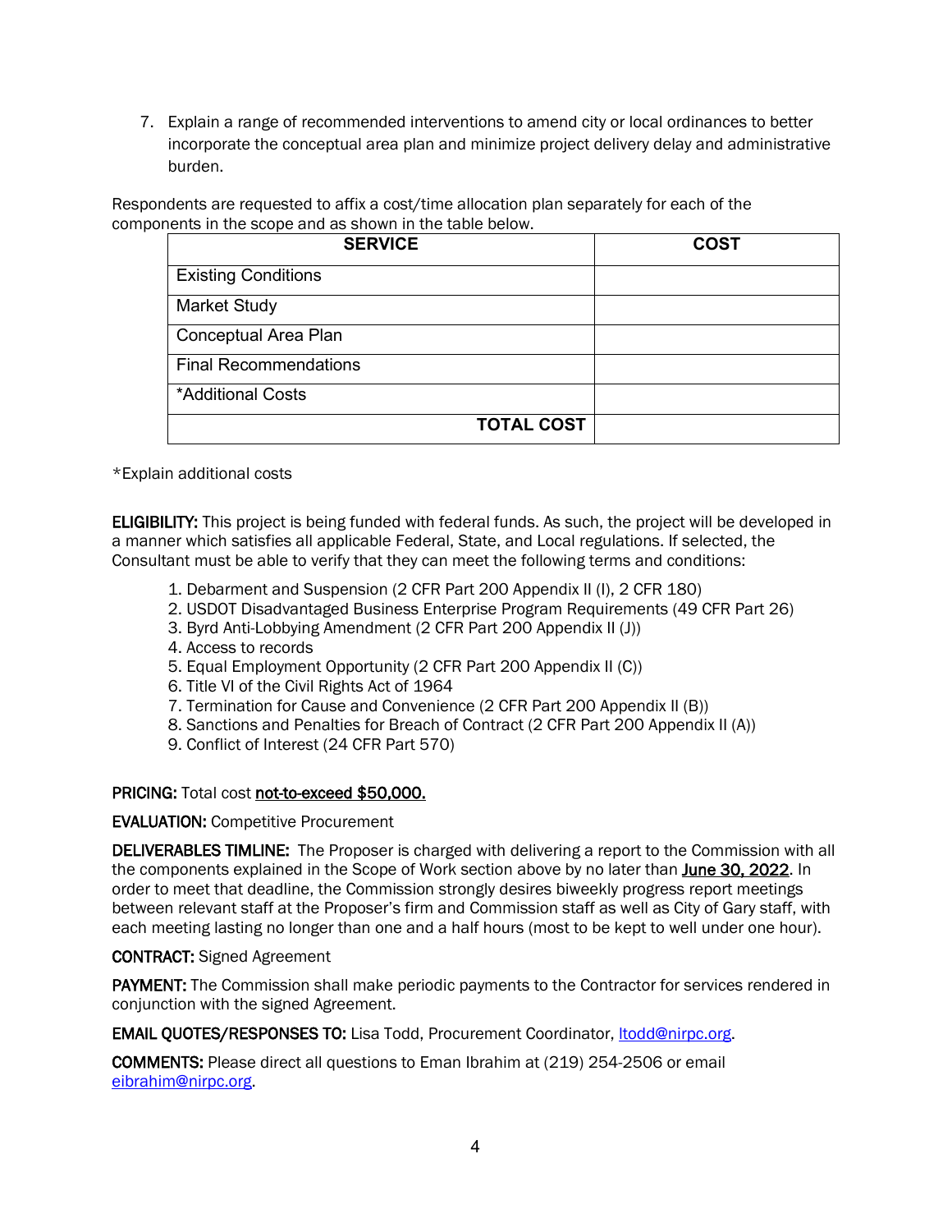7. Explain a range of recommended interventions to amend city or local ordinances to better incorporate the conceptual area plan and minimize project delivery delay and administrative burden.

Respondents are requested to affix a cost/time allocation plan separately for each of the components in the scope and as shown in the table below.

| SERVICE | COST |
|---|---|
| Existing Conditions | |
| Market Study | |
| Conceptual Area Plan | |
| Final Recommendations | |
| *Additional Costs | |
| TOTAL COST | |

*Explain additional costs

**ELIGIBILITY:** This project is being funded with federal funds. As such, the project will be developed in a manner which satisfies all applicable Federal, State, and Local regulations. If selected, the Consultant must be able to verify that they can meet the following terms and conditions:

1. Debarment and Suspension (2 CFR Part 200 Appendix II (I), 2 CFR 180)
2. USDOT Disadvantaged Business Enterprise Program Requirements (49 CFR Part 26)
3. Byrd Anti-Lobbying Amendment (2 CFR Part 200 Appendix II (J))
4. Access to records
5. Equal Employment Opportunity (2 CFR Part 200 Appendix II (C))
6. Title VI of the Civil Rights Act of 1964
7. Termination for Cause and Convenience (2 CFR Part 200 Appendix II (B))
8. Sanctions and Penalties for Breach of Contract (2 CFR Part 200 Appendix II (A))
9. Conflict of Interest (24 CFR Part 570)

**PRICING:** Total cost <u>not-to-exceed $50,000.</u>

**EVALUATION:** Competitive Procurement

**DELIVERABLES TIMLINE:** The Proposer is charged with delivering a report to the Commission with all the components explained in the Scope of Work section above by no later than <u>June 30, 2022</u>. In order to meet that deadline, the Commission strongly desires biweekly progress report meetings between relevant staff at the Proposer's firm and Commission staff as well as City of Gary staff, with each meeting lasting no longer than one and a half hours (most to be kept to well under one hour).

**CONTRACT:** Signed Agreement

**PAYMENT:** The Commission shall make periodic payments to the Contractor for services rendered in conjunction with the signed Agreement.

**EMAIL QUOTES/RESPONSES TO:** Lisa Todd, Procurement Coordinator, ltodd@nirpc.org.

**COMMENTS:** Please direct all questions to Eman Ibrahim at (219) 254-2506 or email eibrahim@nirpc.org.